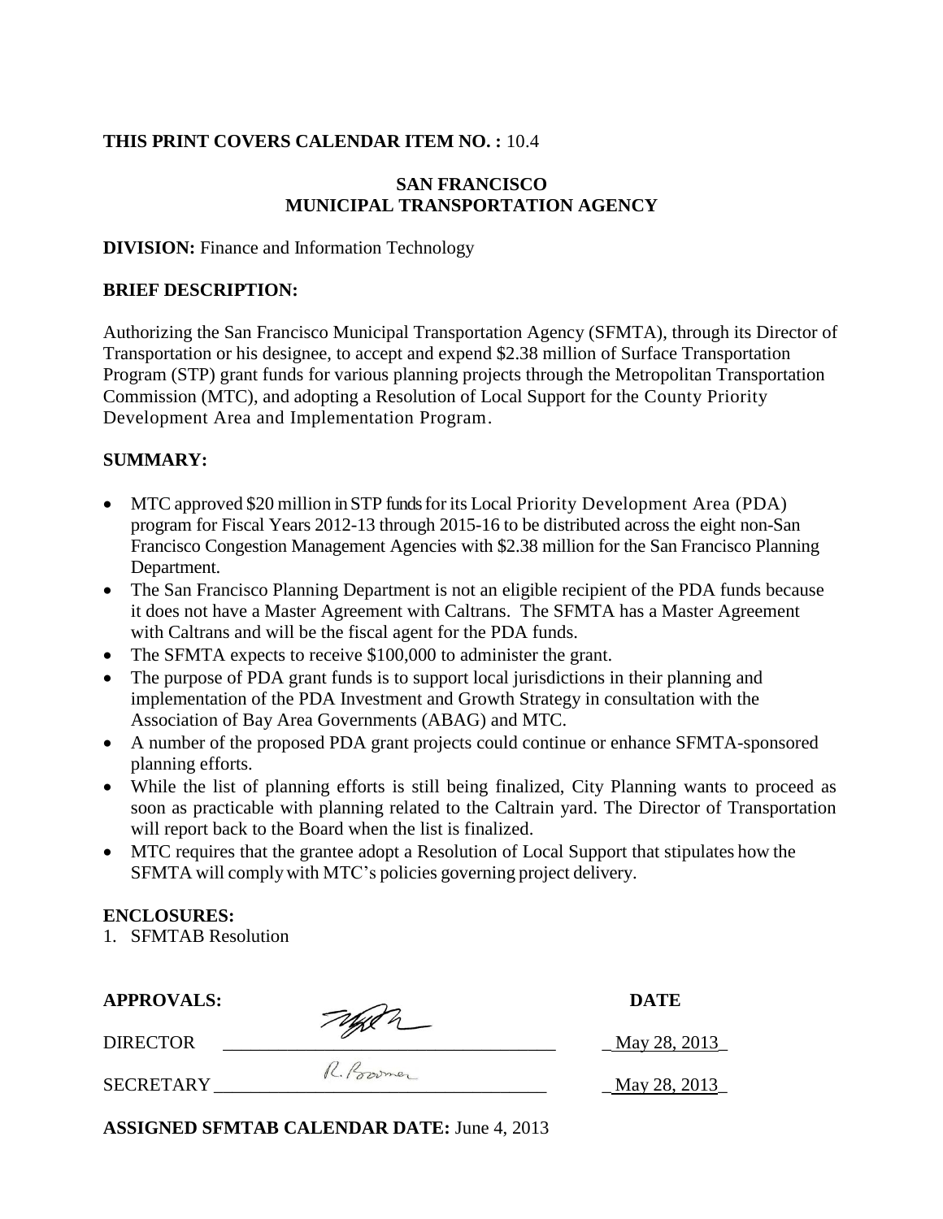**THIS PRINT COVERS CALENDAR ITEM NO. :** 10.4

**SAN FRANCISCO**
**MUNICIPAL TRANSPORTATION AGENCY**

**DIVISION:** Finance and Information Technology

**BRIEF DESCRIPTION:**

Authorizing the San Francisco Municipal Transportation Agency (SFMTA), through its Director of Transportation or his designee, to accept and expend $2.38 million of Surface Transportation Program (STP) grant funds for various planning projects through the Metropolitan Transportation Commission (MTC), and adopting a Resolution of Local Support for the County Priority Development Area and Implementation Program.

**SUMMARY:**

- MTC approved $20 million in STP funds for its Local Priority Development Area (PDA) program for Fiscal Years 2012-13 through 2015-16 to be distributed across the eight non-San Francisco Congestion Management Agencies with $2.38 million for the San Francisco Planning Department.
- The San Francisco Planning Department is not an eligible recipient of the PDA funds because it does not have a Master Agreement with Caltrans. The SFMTA has a Master Agreement with Caltrans and will be the fiscal agent for the PDA funds.
- The SFMTA expects to receive $100,000 to administer the grant.
- The purpose of PDA grant funds is to support local jurisdictions in their planning and implementation of the PDA Investment and Growth Strategy in consultation with the Association of Bay Area Governments (ABAG) and MTC.
- A number of the proposed PDA grant projects could continue or enhance SFMTA-sponsored planning efforts.
- While the list of planning efforts is still being finalized, City Planning wants to proceed as soon as practicable with planning related to the Caltrain yard. The Director of Transportation will report back to the Board when the list is finalized.
- MTC requires that the grantee adopt a Resolution of Local Support that stipulates how the SFMTA will comply with MTC's policies governing project delivery.

**ENCLOSURES:**

1. SFMTAB Resolution

| **APPROVALS:** | | **DATE** |
|---|---|---|
| DIRECTOR | [signature] | May 28, 2013 |
| SECRETARY | R. Boomer | May 28, 2013 |

**ASSIGNED SFMTAB CALENDAR DATE:** June 4, 2013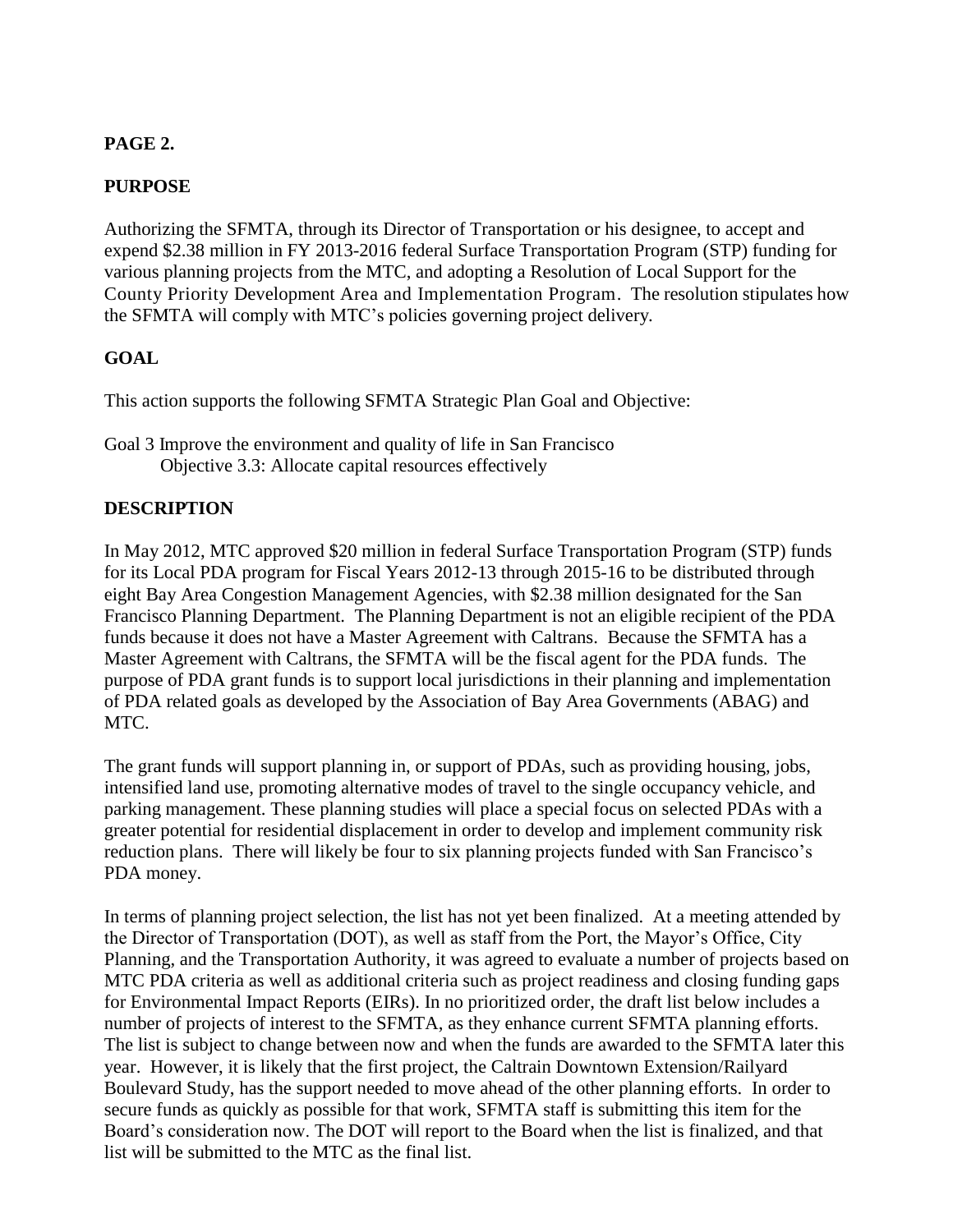**PAGE 2.**

**PURPOSE**

Authorizing the SFMTA, through its Director of Transportation or his designee, to accept and expend $2.38 million in FY 2013-2016 federal Surface Transportation Program (STP) funding for various planning projects from the MTC, and adopting a Resolution of Local Support for the County Priority Development Area and Implementation Program. The resolution stipulates how the SFMTA will comply with MTC's policies governing project delivery.

**GOAL**

This action supports the following SFMTA Strategic Plan Goal and Objective:

Goal 3 Improve the environment and quality of life in San Francisco
Objective 3.3: Allocate capital resources effectively

**DESCRIPTION**

In May 2012, MTC approved $20 million in federal Surface Transportation Program (STP) funds for its Local PDA program for Fiscal Years 2012-13 through 2015-16 to be distributed through eight Bay Area Congestion Management Agencies, with $2.38 million designated for the San Francisco Planning Department. The Planning Department is not an eligible recipient of the PDA funds because it does not have a Master Agreement with Caltrans. Because the SFMTA has a Master Agreement with Caltrans, the SFMTA will be the fiscal agent for the PDA funds. The purpose of PDA grant funds is to support local jurisdictions in their planning and implementation of PDA related goals as developed by the Association of Bay Area Governments (ABAG) and MTC.

The grant funds will support planning in, or support of PDAs, such as providing housing, jobs, intensified land use, promoting alternative modes of travel to the single occupancy vehicle, and parking management. These planning studies will place a special focus on selected PDAs with a greater potential for residential displacement in order to develop and implement community risk reduction plans. There will likely be four to six planning projects funded with San Francisco's PDA money.

In terms of planning project selection, the list has not yet been finalized. At a meeting attended by the Director of Transportation (DOT), as well as staff from the Port, the Mayor's Office, City Planning, and the Transportation Authority, it was agreed to evaluate a number of projects based on MTC PDA criteria as well as additional criteria such as project readiness and closing funding gaps for Environmental Impact Reports (EIRs). In no prioritized order, the draft list below includes a number of projects of interest to the SFMTA, as they enhance current SFMTA planning efforts. The list is subject to change between now and when the funds are awarded to the SFMTA later this year. However, it is likely that the first project, the Caltrain Downtown Extension/Railyard Boulevard Study, has the support needed to move ahead of the other planning efforts. In order to secure funds as quickly as possible for that work, SFMTA staff is submitting this item for the Board's consideration now. The DOT will report to the Board when the list is finalized, and that list will be submitted to the MTC as the final list.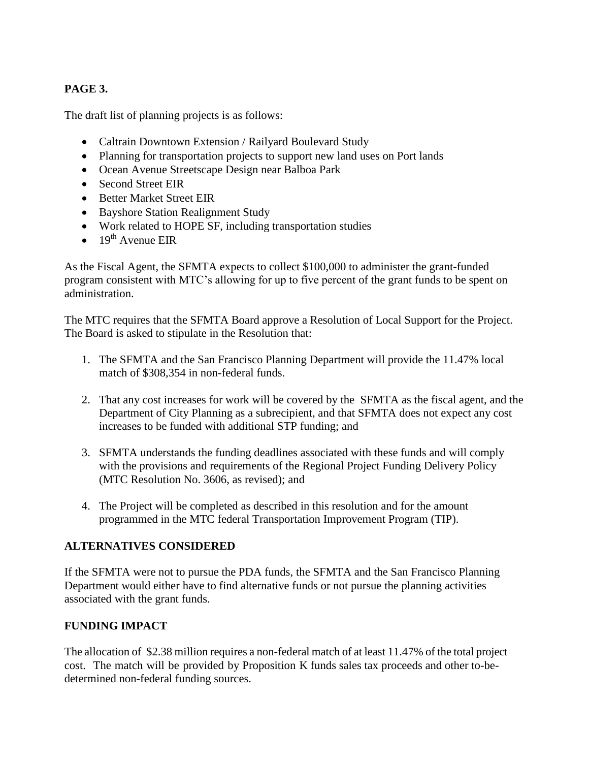**PAGE 3.**

The draft list of planning projects is as follows:

- Caltrain Downtown Extension / Railyard Boulevard Study
- Planning for transportation projects to support new land uses on Port lands
- Ocean Avenue Streetscape Design near Balboa Park
- Second Street EIR
- Better Market Street EIR
- Bayshore Station Realignment Study
- Work related to HOPE SF, including transportation studies
- 19th Avenue EIR

As the Fiscal Agent, the SFMTA expects to collect $100,000 to administer the grant-funded program consistent with MTC's allowing for up to five percent of the grant funds to be spent on administration.

The MTC requires that the SFMTA Board approve a Resolution of Local Support for the Project. The Board is asked to stipulate in the Resolution that:

1. The SFMTA and the San Francisco Planning Department will provide the 11.47% local match of $308,354 in non-federal funds.

2. That any cost increases for work will be covered by the SFMTA as the fiscal agent, and the Department of City Planning as a subrecipient, and that SFMTA does not expect any cost increases to be funded with additional STP funding; and

3. SFMTA understands the funding deadlines associated with these funds and will comply with the provisions and requirements of the Regional Project Funding Delivery Policy (MTC Resolution No. 3606, as revised); and

4. The Project will be completed as described in this resolution and for the amount programmed in the MTC federal Transportation Improvement Program (TIP).

## ALTERNATIVES CONSIDERED

If the SFMTA were not to pursue the PDA funds, the SFMTA and the San Francisco Planning Department would either have to find alternative funds or not pursue the planning activities associated with the grant funds.

## FUNDING IMPACT

The allocation of $2.38 million requires a non-federal match of at least 11.47% of the total project cost. The match will be provided by Proposition K funds sales tax proceeds and other to-be-determined non-federal funding sources.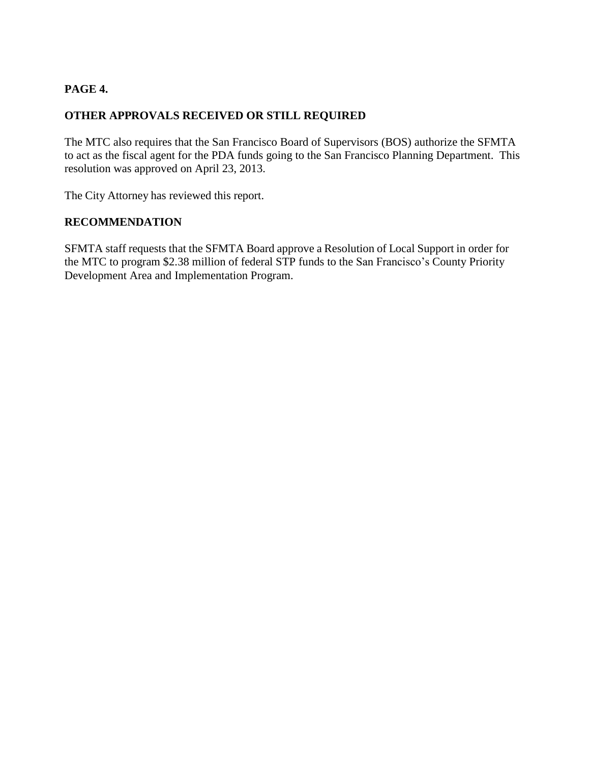**PAGE 4.**

## OTHER APPROVALS RECEIVED OR STILL REQUIRED

The MTC also requires that the San Francisco Board of Supervisors (BOS) authorize the SFMTA to act as the fiscal agent for the PDA funds going to the San Francisco Planning Department. This resolution was approved on April 23, 2013.

The City Attorney has reviewed this report.

## RECOMMENDATION

SFMTA staff requests that the SFMTA Board approve a Resolution of Local Support in order for the MTC to program $2.38 million of federal STP funds to the San Francisco's County Priority Development Area and Implementation Program.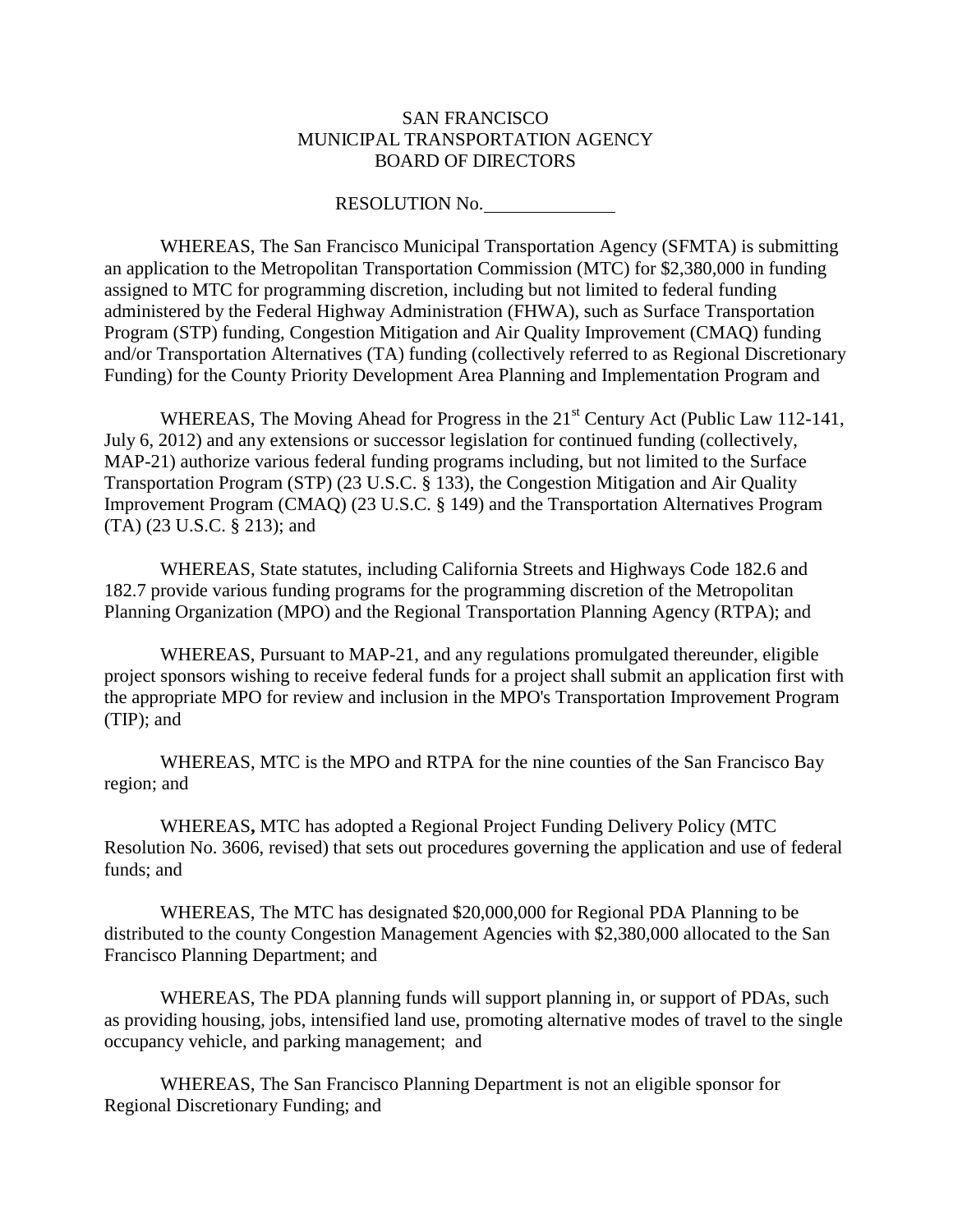SAN FRANCISCO
MUNICIPAL TRANSPORTATION AGENCY
BOARD OF DIRECTORS

RESOLUTION No. ____________

WHEREAS, The San Francisco Municipal Transportation Agency (SFMTA) is submitting an application to the Metropolitan Transportation Commission (MTC) for $2,380,000 in funding assigned to MTC for programming discretion, including but not limited to federal funding administered by the Federal Highway Administration (FHWA), such as Surface Transportation Program (STP) funding, Congestion Mitigation and Air Quality Improvement (CMAQ) funding and/or Transportation Alternatives (TA) funding (collectively referred to as Regional Discretionary Funding) for the County Priority Development Area Planning and Implementation Program and

WHEREAS, The Moving Ahead for Progress in the 21st Century Act (Public Law 112-141, July 6, 2012) and any extensions or successor legislation for continued funding (collectively, MAP-21) authorize various federal funding programs including, but not limited to the Surface Transportation Program (STP) (23 U.S.C. § 133), the Congestion Mitigation and Air Quality Improvement Program (CMAQ) (23 U.S.C. § 149) and the Transportation Alternatives Program (TA) (23 U.S.C. § 213); and

WHEREAS, State statutes, including California Streets and Highways Code 182.6 and 182.7 provide various funding programs for the programming discretion of the Metropolitan Planning Organization (MPO) and the Regional Transportation Planning Agency (RTPA); and

WHEREAS, Pursuant to MAP-21, and any regulations promulgated thereunder, eligible project sponsors wishing to receive federal funds for a project shall submit an application first with the appropriate MPO for review and inclusion in the MPO's Transportation Improvement Program (TIP); and

WHEREAS, MTC is the MPO and RTPA for the nine counties of the San Francisco Bay region; and

WHEREAS**,** MTC has adopted a Regional Project Funding Delivery Policy (MTC Resolution No. 3606, revised) that sets out procedures governing the application and use of federal funds; and

WHEREAS, The MTC has designated $20,000,000 for Regional PDA Planning to be distributed to the county Congestion Management Agencies with $2,380,000 allocated to the San Francisco Planning Department; and

WHEREAS, The PDA planning funds will support planning in, or support of PDAs, such as providing housing, jobs, intensified land use, promoting alternative modes of travel to the single occupancy vehicle, and parking management; and

WHEREAS, The San Francisco Planning Department is not an eligible sponsor for Regional Discretionary Funding; and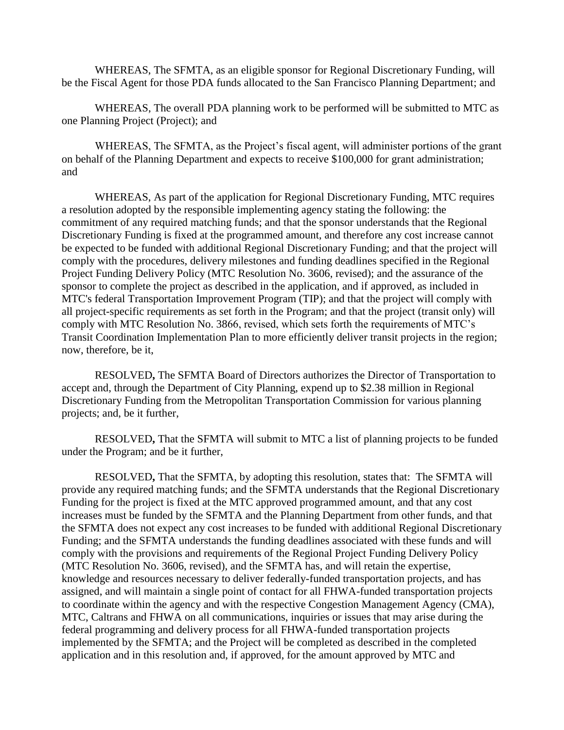WHEREAS, The SFMTA, as an eligible sponsor for Regional Discretionary Funding, will be the Fiscal Agent for those PDA funds allocated to the San Francisco Planning Department; and

WHEREAS, The overall PDA planning work to be performed will be submitted to MTC as one Planning Project (Project); and

WHEREAS, The SFMTA, as the Project's fiscal agent, will administer portions of the grant on behalf of the Planning Department and expects to receive $100,000 for grant administration; and

WHEREAS, As part of the application for Regional Discretionary Funding, MTC requires a resolution adopted by the responsible implementing agency stating the following: the commitment of any required matching funds; and that the sponsor understands that the Regional Discretionary Funding is fixed at the programmed amount, and therefore any cost increase cannot be expected to be funded with additional Regional Discretionary Funding; and that the project will comply with the procedures, delivery milestones and funding deadlines specified in the Regional Project Funding Delivery Policy (MTC Resolution No. 3606, revised); and the assurance of the sponsor to complete the project as described in the application, and if approved, as included in MTC's federal Transportation Improvement Program (TIP); and that the project will comply with all project-specific requirements as set forth in the Program; and that the project (transit only) will comply with MTC Resolution No. 3866, revised, which sets forth the requirements of MTC's Transit Coordination Implementation Plan to more efficiently deliver transit projects in the region; now, therefore, be it,

RESOLVED**,** The SFMTA Board of Directors authorizes the Director of Transportation to accept and, through the Department of City Planning, expend up to $2.38 million in Regional Discretionary Funding from the Metropolitan Transportation Commission for various planning projects; and, be it further,

RESOLVED**,** That the SFMTA will submit to MTC a list of planning projects to be funded under the Program; and be it further,

RESOLVED**,** That the SFMTA, by adopting this resolution, states that: The SFMTA will provide any required matching funds; and the SFMTA understands that the Regional Discretionary Funding for the project is fixed at the MTC approved programmed amount, and that any cost increases must be funded by the SFMTA and the Planning Department from other funds, and that the SFMTA does not expect any cost increases to be funded with additional Regional Discretionary Funding; and the SFMTA understands the funding deadlines associated with these funds and will comply with the provisions and requirements of the Regional Project Funding Delivery Policy (MTC Resolution No. 3606, revised), and the SFMTA has, and will retain the expertise, knowledge and resources necessary to deliver federally-funded transportation projects, and has assigned, and will maintain a single point of contact for all FHWA-funded transportation projects to coordinate within the agency and with the respective Congestion Management Agency (CMA), MTC, Caltrans and FHWA on all communications, inquiries or issues that may arise during the federal programming and delivery process for all FHWA-funded transportation projects implemented by the SFMTA; and the Project will be completed as described in the completed application and in this resolution and, if approved, for the amount approved by MTC and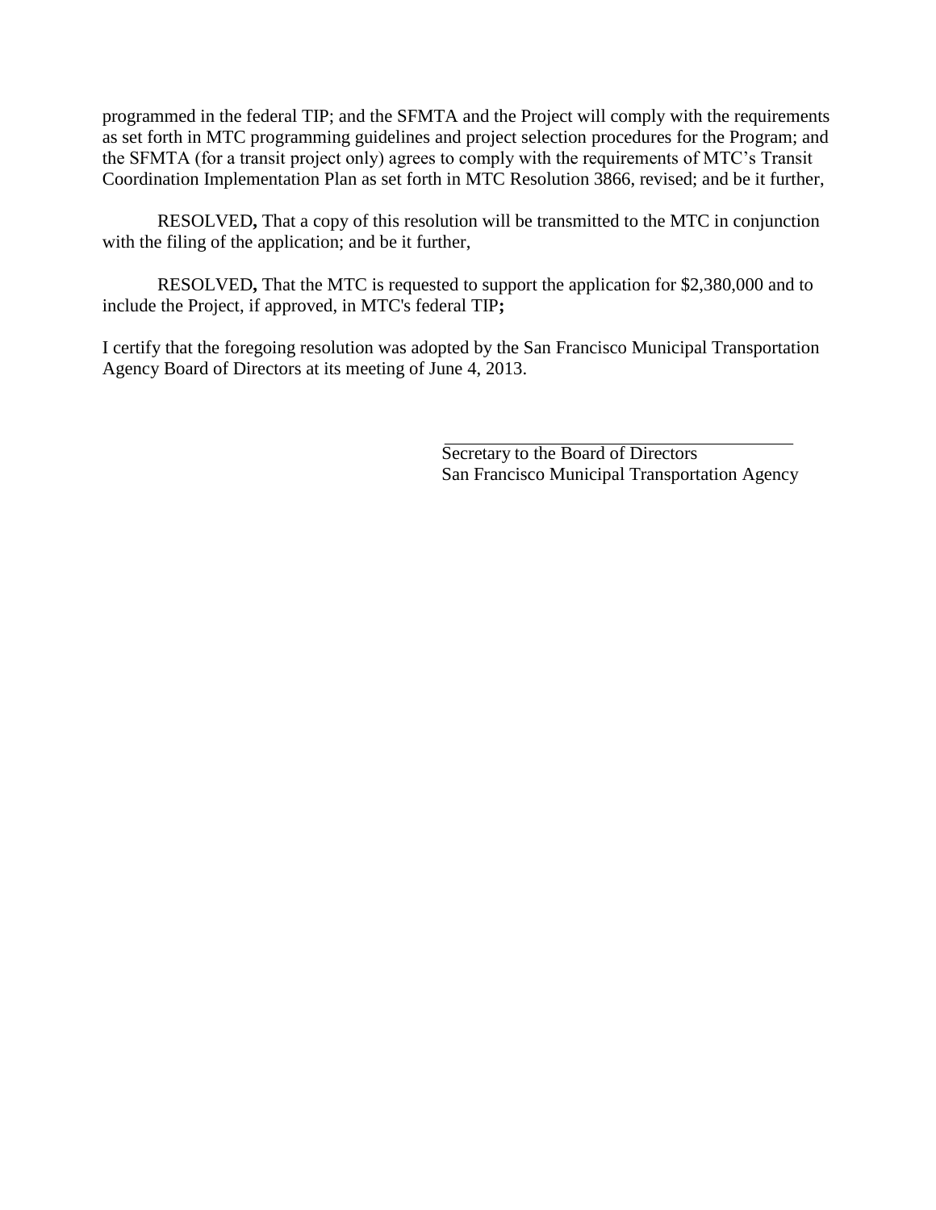programmed in the federal TIP; and the SFMTA and the Project will comply with the requirements as set forth in MTC programming guidelines and project selection procedures for the Program; and the SFMTA (for a transit project only) agrees to comply with the requirements of MTC's Transit Coordination Implementation Plan as set forth in MTC Resolution 3866, revised; and be it further,

RESOLVED**,** That a copy of this resolution will be transmitted to the MTC in conjunction with the filing of the application; and be it further,

RESOLVED**,** That the MTC is requested to support the application for $2,380,000 and to include the Project, if approved, in MTC's federal TIP**;**

I certify that the foregoing resolution was adopted by the San Francisco Municipal Transportation Agency Board of Directors at its meeting of June 4, 2013.

\_\_\_\_\_\_\_\_\_\_\_\_\_\_\_\_\_\_\_\_\_\_\_\_\_\_\_\_\_\_\_\_\_\_\_\_\_\_\_\_\_\_\_\_

Secretary to the Board of Directors
San Francisco Municipal Transportation Agency